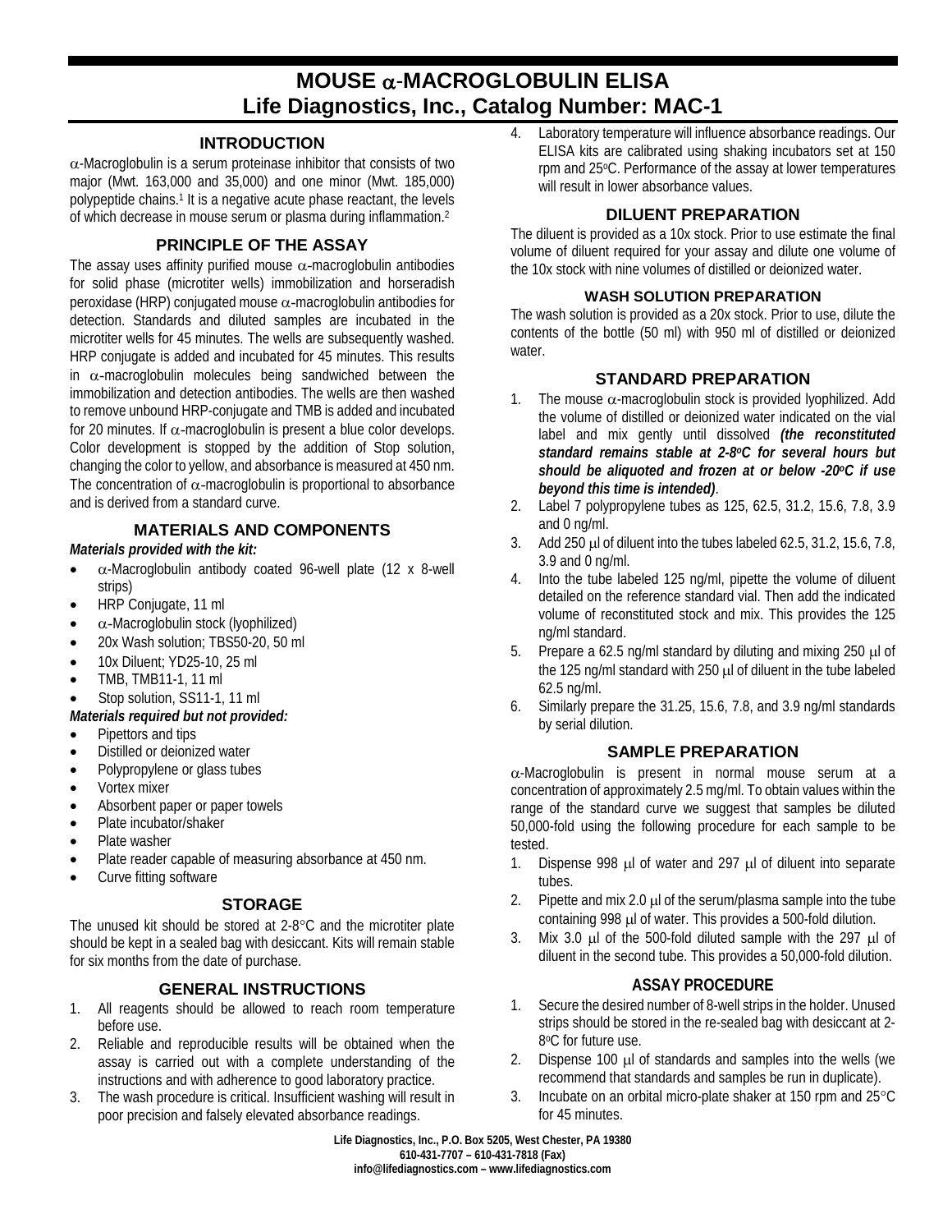# MOUSE α-MACROGLOBULIN ELISA
# Life Diagnostics, Inc., Catalog Number: MAC-1

## INTRODUCTION

α-Macroglobulin is a serum proteinase inhibitor that consists of two major (Mwt. 163,000 and 35,000) and one minor (Mwt. 185,000) polypeptide chains.[1] It is a negative acute phase reactant, the levels of which decrease in mouse serum or plasma during inflammation.[2]

## PRINCIPLE OF THE ASSAY

The assay uses affinity purified mouse α-macroglobulin antibodies for solid phase (microtiter wells) immobilization and horseradish peroxidase (HRP) conjugated mouse α-macroglobulin antibodies for detection. Standards and diluted samples are incubated in the microtiter wells for 45 minutes. The wells are subsequently washed. HRP conjugate is added and incubated for 45 minutes. This results in α-macroglobulin molecules being sandwiched between the immobilization and detection antibodies. The wells are then washed to remove unbound HRP-conjugate and TMB is added and incubated for 20 minutes. If α-macroglobulin is present a blue color develops. Color development is stopped by the addition of Stop solution, changing the color to yellow, and absorbance is measured at 450 nm. The concentration of α-macroglobulin is proportional to absorbance and is derived from a standard curve.

## MATERIALS AND COMPONENTS

***Materials provided with the kit:***

- α-Macroglobulin antibody coated 96-well plate (12 x 8-well strips)
- HRP Conjugate, 11 ml
- α-Macroglobulin stock (lyophilized)
- 20x Wash solution; TBS50-20, 50 ml
- 10x Diluent; YD25-10, 25 ml
- TMB, TMB11-1, 11 ml
- Stop solution, SS11-1, 11 ml

***Materials required but not provided:***

- Pipettors and tips
- Distilled or deionized water
- Polypropylene or glass tubes
- Vortex mixer
- Absorbent paper or paper towels
- Plate incubator/shaker
- Plate washer
- Plate reader capable of measuring absorbance at 450 nm.
- Curve fitting software

## STORAGE

The unused kit should be stored at 2-8°C and the microtiter plate should be kept in a sealed bag with desiccant. Kits will remain stable for six months from the date of purchase.

## GENERAL INSTRUCTIONS

1. All reagents should be allowed to reach room temperature before use.
2. Reliable and reproducible results will be obtained when the assay is carried out with a complete understanding of the instructions and with adherence to good laboratory practice.
3. The wash procedure is critical. Insufficient washing will result in poor precision and falsely elevated absorbance readings.
4. Laboratory temperature will influence absorbance readings. Our ELISA kits are calibrated using shaking incubators set at 150 rpm and 25°C. Performance of the assay at lower temperatures will result in lower absorbance values.

## DILUENT PREPARATION

The diluent is provided as a 10x stock. Prior to use estimate the final volume of diluent required for your assay and dilute one volume of the 10x stock with nine volumes of distilled or deionized water.

### WASH SOLUTION PREPARATION

The wash solution is provided as a 20x stock. Prior to use, dilute the contents of the bottle (50 ml) with 950 ml of distilled or deionized water.

## STANDARD PREPARATION

1. The mouse α-macroglobulin stock is provided lyophilized. Add the volume of distilled or deionized water indicated on the vial label and mix gently until dissolved ***(the reconstituted standard remains stable at 2-8°C for several hours but should be aliquoted and frozen at or below -20°C if use beyond this time is intended)***.
2. Label 7 polypropylene tubes as 125, 62.5, 31.2, 15.6, 7.8, 3.9 and 0 ng/ml.
3. Add 250 μl of diluent into the tubes labeled 62.5, 31.2, 15.6, 7.8, 3.9 and 0 ng/ml.
4. Into the tube labeled 125 ng/ml, pipette the volume of diluent detailed on the reference standard vial. Then add the indicated volume of reconstituted stock and mix. This provides the 125 ng/ml standard.
5. Prepare a 62.5 ng/ml standard by diluting and mixing 250 μl of the 125 ng/ml standard with 250 μl of diluent in the tube labeled 62.5 ng/ml.
6. Similarly prepare the 31.25, 15.6, 7.8, and 3.9 ng/ml standards by serial dilution.

## SAMPLE PREPARATION

α-Macroglobulin is present in normal mouse serum at a concentration of approximately 2.5 mg/ml. To obtain values within the range of the standard curve we suggest that samples be diluted 50,000-fold using the following procedure for each sample to be tested.

1. Dispense 998 μl of water and 297 μl of diluent into separate tubes.
2. Pipette and mix 2.0 μl of the serum/plasma sample into the tube containing 998 μl of water. This provides a 500-fold dilution.
3. Mix 3.0 μl of the 500-fold diluted sample with the 297 μl of diluent in the second tube. This provides a 50,000-fold dilution.

### ASSAY PROCEDURE

1. Secure the desired number of 8-well strips in the holder. Unused strips should be stored in the re-sealed bag with desiccant at 2-8°C for future use.
2. Dispense 100 μl of standards and samples into the wells (we recommend that standards and samples be run in duplicate).
3. Incubate on an orbital micro-plate shaker at 150 rpm and 25°C for 45 minutes.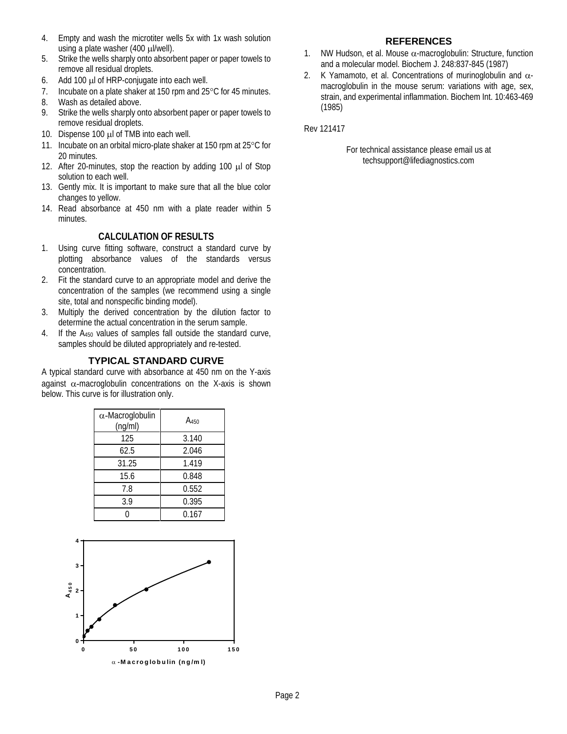4. Empty and wash the microtiter wells 5x with 1x wash solution using a plate washer (400 µl/well).
5. Strike the wells sharply onto absorbent paper or paper towels to remove all residual droplets.
6. Add 100 µl of HRP-conjugate into each well.
7. Incubate on a plate shaker at 150 rpm and 25°C for 45 minutes.
8. Wash as detailed above.
9. Strike the wells sharply onto absorbent paper or paper towels to remove residual droplets.
10. Dispense 100 µl of TMB into each well.
11. Incubate on an orbital micro-plate shaker at 150 rpm at 25°C for 20 minutes.
12. After 20-minutes, stop the reaction by adding 100 µl of Stop solution to each well.
13. Gently mix. It is important to make sure that all the blue color changes to yellow.
14. Read absorbance at 450 nm with a plate reader within 5 minutes.

## CALCULATION OF RESULTS

1. Using curve fitting software, construct a standard curve by plotting absorbance values of the standards versus concentration.
2. Fit the standard curve to an appropriate model and derive the concentration of the samples (we recommend using a single site, total and nonspecific binding model).
3. Multiply the derived concentration by the dilution factor to determine the actual concentration in the serum sample.
4. If the $A_{450}$ values of samples fall outside the standard curve, samples should be diluted appropriately and re-tested.

## TYPICAL STANDARD CURVE

A typical standard curve with absorbance at 450 nm on the Y-axis against α-macroglobulin concentrations on the X-axis is shown below. This curve is for illustration only.

| α-Macroglobulin (ng/ml) | $A_{450}$ |
|---|---|
| 125 | 3.140 |
| 62.5 | 2.046 |
| 31.25 | 1.419 |
| 15.6 | 0.848 |
| 7.8 | 0.552 |
| 3.9 | 0.395 |
| 0 | 0.167 |

$A_{450}$

0
1
2
3
4

0
50
100
150

α-Macroglobulin (ng/ml)

## REFERENCES

1. NW Hudson, et al. Mouse α-macroglobulin: Structure, function and a molecular model. Biochem J. 248:837-845 (1987)
2. K Yamamoto, et al. Concentrations of murinoglobulin and α-macroglobulin in the mouse serum: variations with age, sex, strain, and experimental inflammation. Biochem Int. 10:463-469 (1985)

Rev 121417

For technical assistance please email us at techsupport@lifediagnostics.com